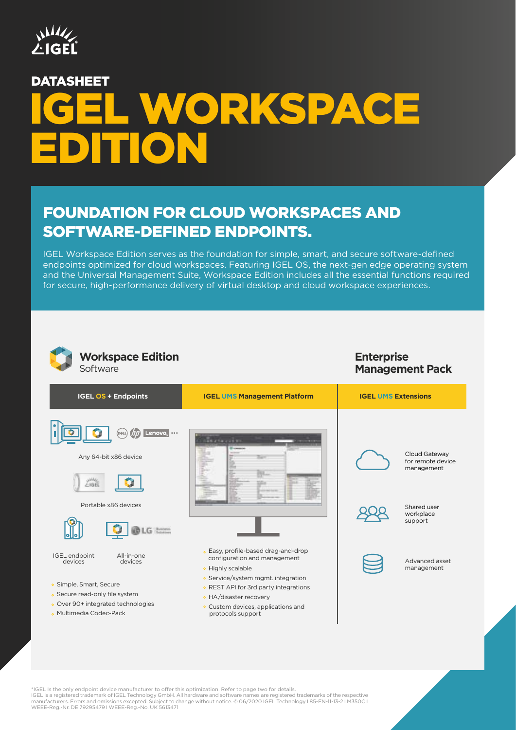DATASHEET

# IGEL WORKSPACE EDITION

## FOUNDATION FOR CLOUD WORKSPACES AND SOFTWARE-DEFINED ENDPOINTS.

IGEL Workspace Edition serves as the foundation for simple, smart, and secure software-defined endpoints optimized for cloud workspaces. Featuring IGEL OS, the next-gen edge operating system and the Universal Management Suite, Workspace Edition includes all the essential functions required for secure, high-performance delivery of virtual desktop and cloud workspace experiences.

### Workspace Edition Software

#### IGEL OS + Endpoints

Any 64-bit x86 device

Portable x86 devices

IGEL endpoint devices

All-in-one devices

- Simple, Smart, Secure
- Secure read-only file system
- Over 90+ integrated technologies
- Multimedia Codec-Pack

#### IGEL UMS Management Platform

- Easy, profile-based drag-and-drop configuration and management
- Highly scalable
- Service/system mgmt. integration
- REST API for 3rd party integrations
- HA/disaster recovery
- Custom devices, applications and protocols support

### Enterprise Management Pack

#### IGEL UMS Extensions

- Cloud Gateway for remote device management
- Shared user workplace support
- Advanced asset management

*IGEL Is the only endpoint device manufacturer to offer this optimization. Refer to page two for details.
IGEL is a registered trademark of IGEL Technology GmbH. All hardware and software names are registered trademarks of the respective manufacturers. Errors and omissions excepted. Subject to change without notice. © 06/2020 IGEL Technology I 85-EN-11-13-2 I M350C I WEEE-Reg.-Nr. DE 79295479 I WEEE-Reg.-No. UK 5613471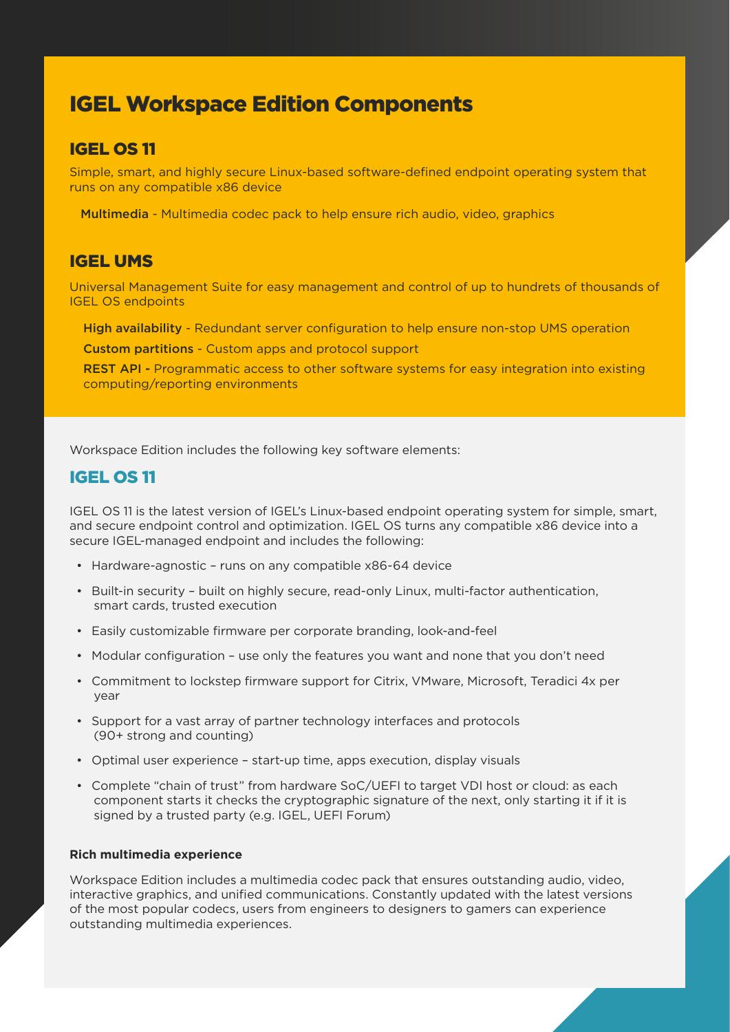# IGEL Workspace Edition Components

## IGEL OS 11

Simple, smart, and highly secure Linux-based software-defined endpoint operating system that runs on any compatible x86 device

**Multimedia** - Multimedia codec pack to help ensure rich audio, video, graphics

## IGEL UMS

Universal Management Suite for easy management and control of up to hundrets of thousands of IGEL OS endpoints

**High availability** - Redundant server configuration to help ensure non-stop UMS operation

**Custom partitions** - Custom apps and protocol support

**REST API -** Programmatic access to other software systems for easy integration into existing computing/reporting environments

Workspace Edition includes the following key software elements:

## IGEL OS 11

IGEL OS 11 is the latest version of IGEL's Linux-based endpoint operating system for simple, smart, and secure endpoint control and optimization. IGEL OS turns any compatible x86 device into a secure IGEL-managed endpoint and includes the following:

- Hardware-agnostic – runs on any compatible x86-64 device
- Built-in security – built on highly secure, read-only Linux, multi-factor authentication, smart cards, trusted execution
- Easily customizable firmware per corporate branding, look-and-feel
- Modular configuration – use only the features you want and none that you don't need
- Commitment to lockstep firmware support for Citrix, VMware, Microsoft, Teradici 4x per year
- Support for a vast array of partner technology interfaces and protocols (90+ strong and counting)
- Optimal user experience – start-up time, apps execution, display visuals
- Complete "chain of trust" from hardware SoC/UEFI to target VDI host or cloud: as each component starts it checks the cryptographic signature of the next, only starting it if it is signed by a trusted party (e.g. IGEL, UEFI Forum)

**Rich multimedia experience**

Workspace Edition includes a multimedia codec pack that ensures outstanding audio, video, interactive graphics, and unified communications. Constantly updated with the latest versions of the most popular codecs, users from engineers to designers to gamers can experience outstanding multimedia experiences.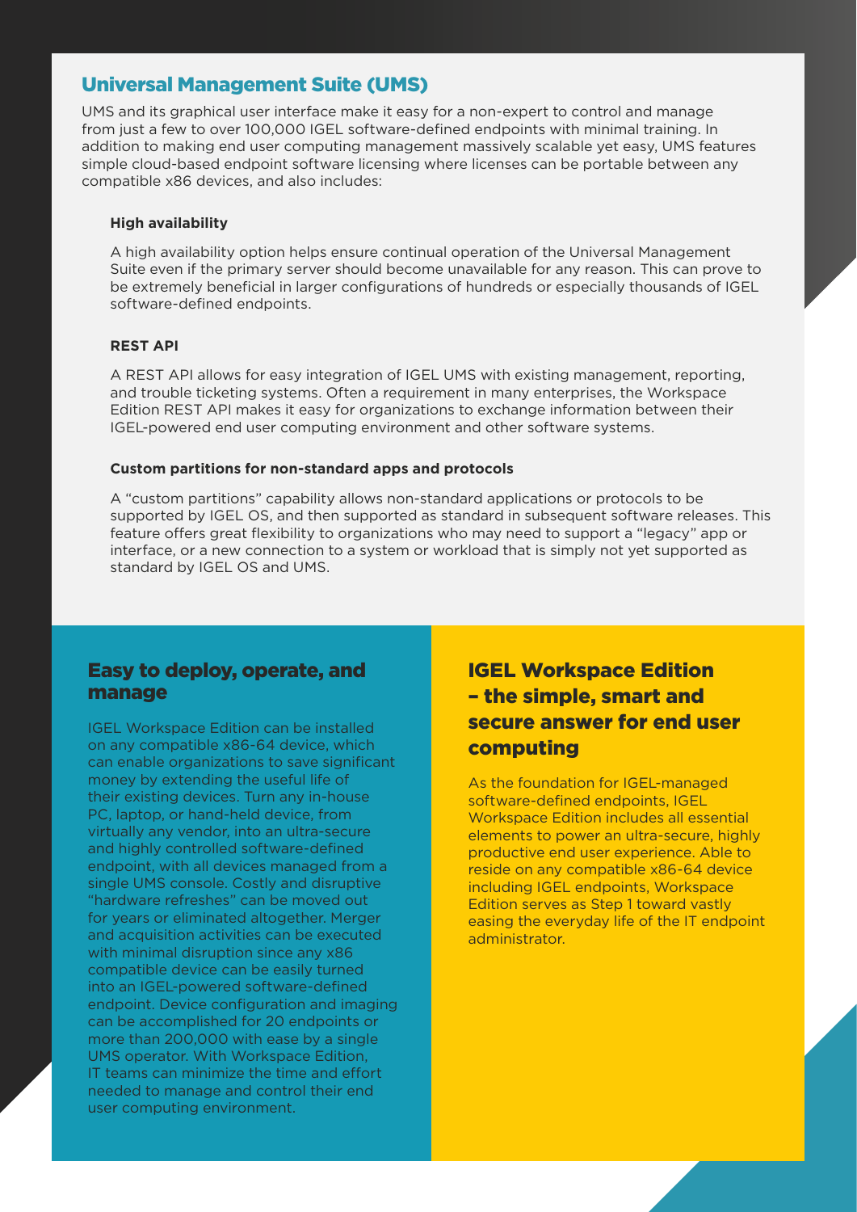## Universal Management Suite (UMS)

UMS and its graphical user interface make it easy for a non-expert to control and manage from just a few to over 100,000 IGEL software-defined endpoints with minimal training. In addition to making end user computing management massively scalable yet easy, UMS features simple cloud-based endpoint software licensing where licenses can be portable between any compatible x86 devices, and also includes:

**High availability**

A high availability option helps ensure continual operation of the Universal Management Suite even if the primary server should become unavailable for any reason. This can prove to be extremely beneficial in larger configurations of hundreds or especially thousands of IGEL software-defined endpoints.

**REST API**

A REST API allows for easy integration of IGEL UMS with existing management, reporting, and trouble ticketing systems. Often a requirement in many enterprises, the Workspace Edition REST API makes it easy for organizations to exchange information between their IGEL-powered end user computing environment and other software systems.

**Custom partitions for non-standard apps and protocols**

A "custom partitions" capability allows non-standard applications or protocols to be supported by IGEL OS, and then supported as standard in subsequent software releases. This feature offers great flexibility to organizations who may need to support a "legacy" app or interface, or a new connection to a system or workload that is simply not yet supported as standard by IGEL OS and UMS.

## Easy to deploy, operate, and manage

IGEL Workspace Edition can be installed on any compatible x86-64 device, which can enable organizations to save significant money by extending the useful life of their existing devices. Turn any in-house PC, laptop, or hand-held device, from virtually any vendor, into an ultra-secure and highly controlled software-defined endpoint, with all devices managed from a single UMS console. Costly and disruptive "hardware refreshes" can be moved out for years or eliminated altogether. Merger and acquisition activities can be executed with minimal disruption since any x86 compatible device can be easily turned into an IGEL-powered software-defined endpoint. Device configuration and imaging can be accomplished for 20 endpoints or more than 200,000 with ease by a single UMS operator. With Workspace Edition, IT teams can minimize the time and effort needed to manage and control their end user computing environment.

## IGEL Workspace Edition – the simple, smart and secure answer for end user computing

As the foundation for IGEL-managed software-defined endpoints, IGEL Workspace Edition includes all essential elements to power an ultra-secure, highly productive end user experience. Able to reside on any compatible x86-64 device including IGEL endpoints, Workspace Edition serves as Step 1 toward vastly easing the everyday life of the IT endpoint administrator.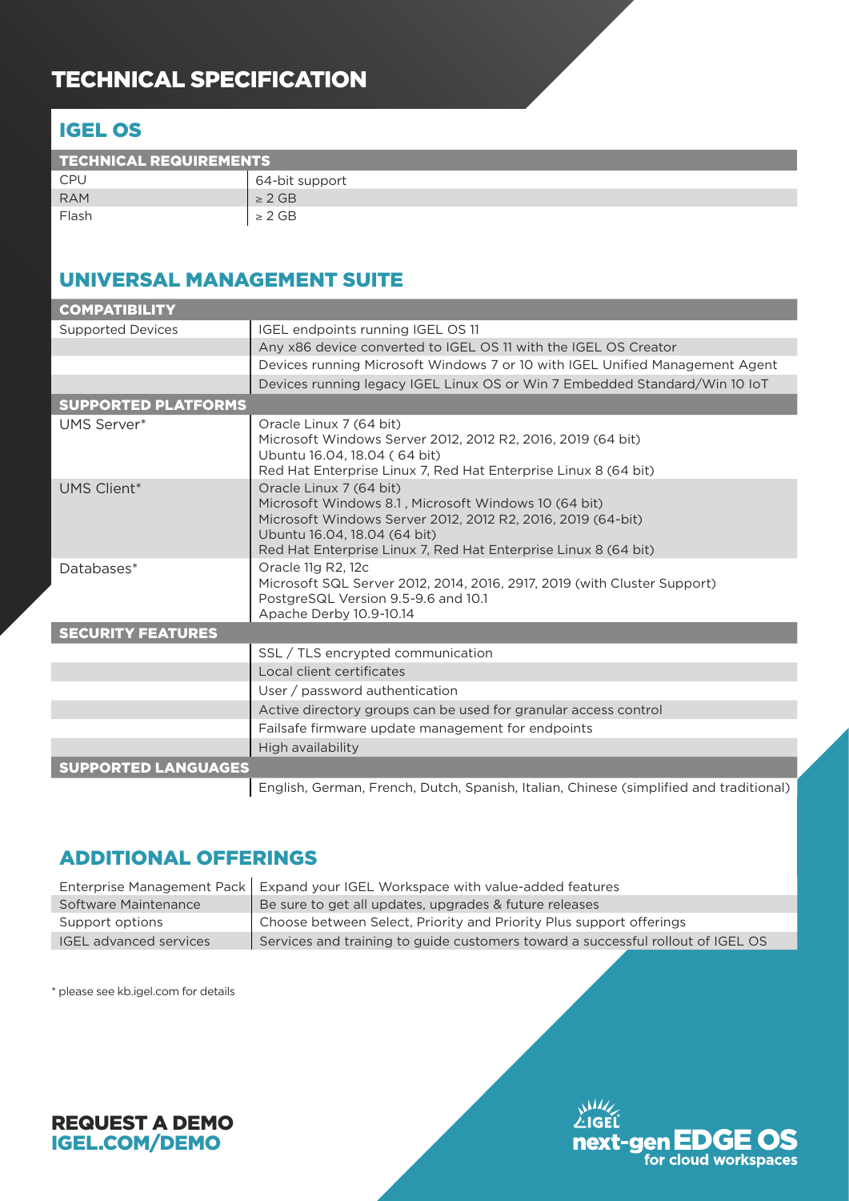# TECHNICAL SPECIFICATION

## IGEL OS

| TECHNICAL REQUIREMENTS | |
|---|---|
| CPU | 64-bit support |
| RAM | ≥ 2 GB |
| Flash | ≥ 2 GB |

## UNIVERSAL MANAGEMENT SUITE

| COMPATIBILITY | |
|---|---|
| Supported Devices | IGEL endpoints running IGEL OS 11 |
| | Any x86 device converted to IGEL OS 11 with the IGEL OS Creator |
| | Devices running Microsoft Windows 7 or 10 with IGEL Unified Management Agent |
| | Devices running legacy IGEL Linux OS or Win 7 Embedded Standard/Win 10 IoT |
| **SUPPORTED PLATFORMS** | |
| UMS Server* | Oracle Linux 7 (64 bit)<br>Microsoft Windows Server 2012, 2012 R2, 2016, 2019 (64 bit)<br>Ubuntu 16.04, 18.04 ( 64 bit)<br>Red Hat Enterprise Linux 7, Red Hat Enterprise Linux 8 (64 bit) |
| UMS Client* | Oracle Linux 7 (64 bit)<br>Microsoft Windows 8.1 , Microsoft Windows 10 (64 bit)<br>Microsoft Windows Server 2012, 2012 R2, 2016, 2019 (64-bit)<br>Ubuntu 16.04, 18.04 (64 bit)<br>Red Hat Enterprise Linux 7, Red Hat Enterprise Linux 8 (64 bit) |
| Databases* | Oracle 11g R2, 12c<br>Microsoft SQL Server 2012, 2014, 2016, 2917, 2019 (with Cluster Support)<br>PostgreSQL Version 9.5-9.6 and 10.1<br>Apache Derby 10.9-10.14 |
| **SECURITY FEATURES** | |
| | SSL / TLS encrypted communication |
| | Local client certificates |
| | User / password authentication |
| | Active directory groups can be used for granular access control |
| | Failsafe firmware update management for endpoints |
| | High availability |
| **SUPPORTED LANGUAGES** | |
| | English, German, French, Dutch, Spanish, Italian, Chinese (simplified and traditional) |

## ADDITIONAL OFFERINGS

| | |
|---|---|
| Enterprise Management Pack | Expand your IGEL Workspace with value-added features |
| Software Maintenance | Be sure to get all updates, upgrades & future releases |
| Support options | Choose between Select, Priority and Priority Plus support offerings |
| IGEL advanced services | Services and training to guide customers toward a successful rollout of IGEL OS |

* please see kb.igel.com for details

**REQUEST A DEMO**
**IGEL.COM/DEMO**

IGEL
next-gen EDGE OS
for cloud workspaces